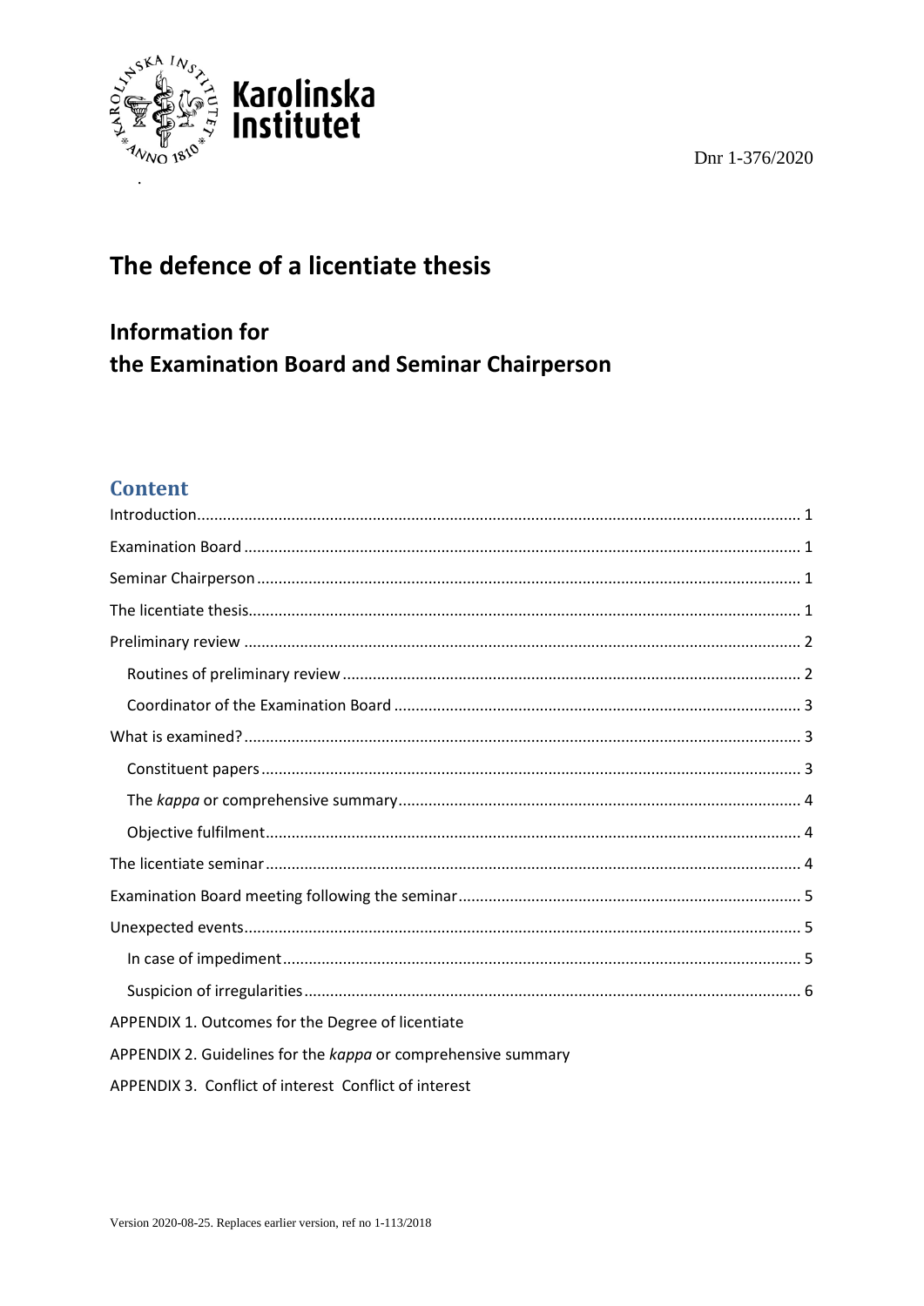Dnr 1-376/2020

# The defence of a licentiate thesis

## Information for the Examination Board and Seminar Chairperson

## Content

- Introduction ........ 1
- Examination Board ........ 1
- Seminar Chairperson ........ 1
- The licentiate thesis ........ 1
- Preliminary review ........ 2
  - Routines of preliminary review ........ 2
  - Coordinator of the Examination Board ........ 3
- What is examined? ........ 3
  - Constituent papers ........ 3
  - The *kappa* or comprehensive summary ........ 4
  - Objective fulfilment ........ 4
- The licentiate seminar ........ 4
- Examination Board meeting following the seminar ........ 5
- Unexpected events ........ 5
  - In case of impediment ........ 5
  - Suspicion of irregularities ........ 6
- APPENDIX 1. Outcomes for the Degree of licentiate
- APPENDIX 2. Guidelines for the *kappa* or comprehensive summary
- APPENDIX 3. Conflict of interest Conflict of interest

Version 2020-08-25. Replaces earlier version, ref no 1-113/2018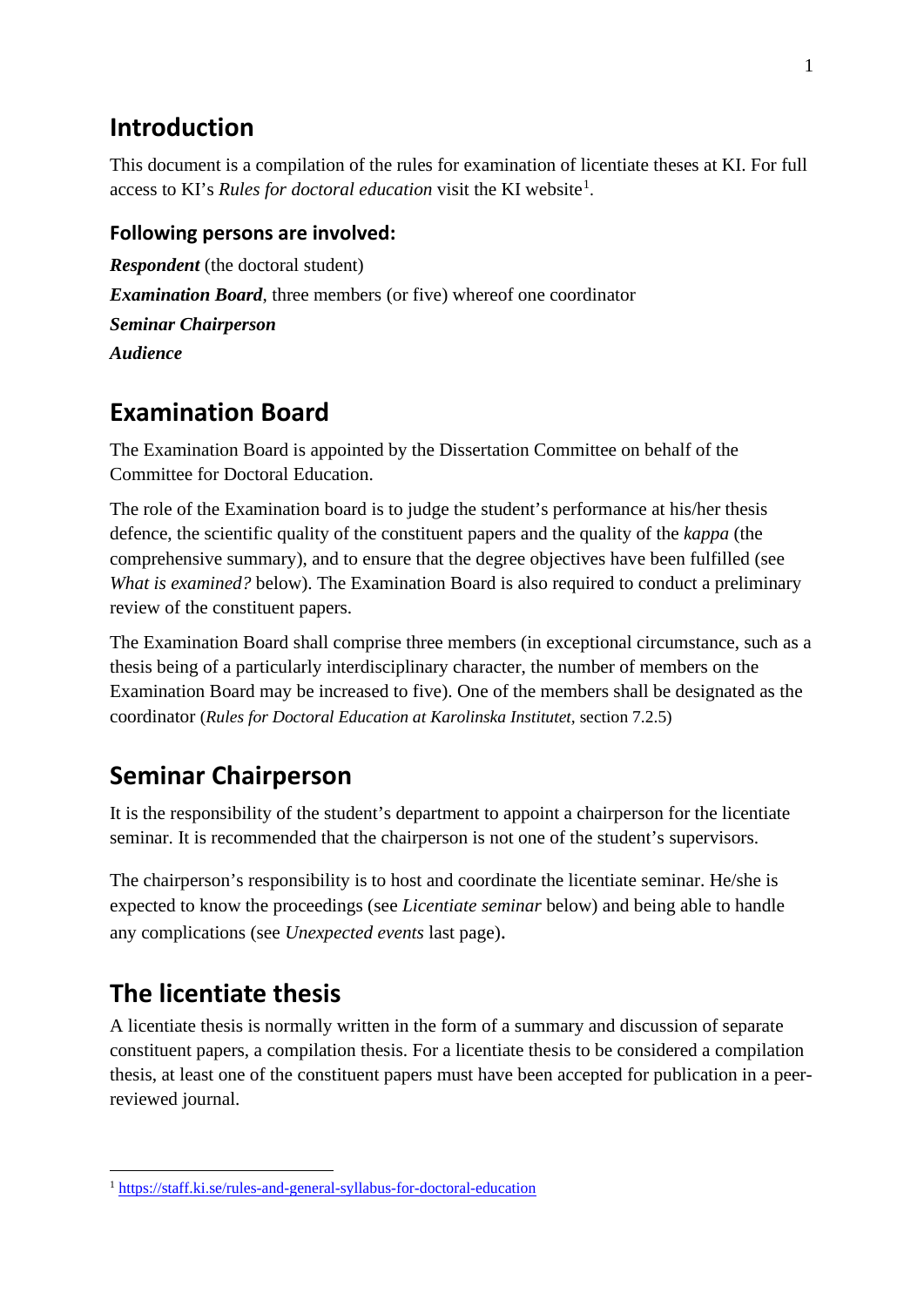## Introduction

This document is a compilation of the rules for examination of licentiate theses at KI. For full access to KI's *Rules for doctoral education* visit the KI website[1].

### Following persons are involved:

***Respondent*** (the doctoral student)

***Examination Board***, three members (or five) whereof one coordinator

***Seminar Chairperson***

***Audience***

## Examination Board

The Examination Board is appointed by the Dissertation Committee on behalf of the Committee for Doctoral Education.

The role of the Examination board is to judge the student's performance at his/her thesis defence, the scientific quality of the constituent papers and the quality of the *kappa* (the comprehensive summary), and to ensure that the degree objectives have been fulfilled (see *What is examined?* below). The Examination Board is also required to conduct a preliminary review of the constituent papers.

The Examination Board shall comprise three members (in exceptional circumstance, such as a thesis being of a particularly interdisciplinary character, the number of members on the Examination Board may be increased to five). One of the members shall be designated as the coordinator (*Rules for Doctoral Education at Karolinska Institutet,* section 7.2.5)

## Seminar Chairperson

It is the responsibility of the student's department to appoint a chairperson for the licentiate seminar. It is recommended that the chairperson is not one of the student's supervisors.

The chairperson's responsibility is to host and coordinate the licentiate seminar. He/she is expected to know the proceedings (see *Licentiate seminar* below) and being able to handle any complications (see *Unexpected events* last page).

## The licentiate thesis

A licentiate thesis is normally written in the form of a summary and discussion of separate constituent papers, a compilation thesis. For a licentiate thesis to be considered a compilation thesis, at least one of the constituent papers must have been accepted for publication in a peer-reviewed journal.

[1] https://staff.ki.se/rules-and-general-syllabus-for-doctoral-education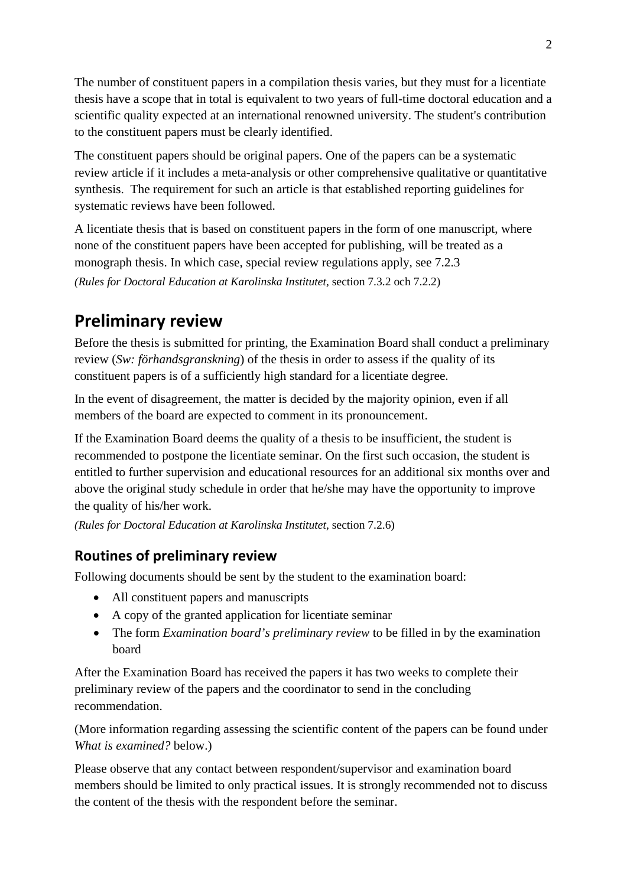The number of constituent papers in a compilation thesis varies, but they must for a licentiate thesis have a scope that in total is equivalent to two years of full-time doctoral education and a scientific quality expected at an international renowned university. The student's contribution to the constituent papers must be clearly identified.

The constituent papers should be original papers. One of the papers can be a systematic review article if it includes a meta-analysis or other comprehensive qualitative or quantitative synthesis. The requirement for such an article is that established reporting guidelines for systematic reviews have been followed.

A licentiate thesis that is based on constituent papers in the form of one manuscript, where none of the constituent papers have been accepted for publishing, will be treated as a monograph thesis. In which case, special review regulations apply, see 7.2.3

*(Rules for Doctoral Education at Karolinska Institutet,* section 7.3.2 och 7.2.2)

# Preliminary review

Before the thesis is submitted for printing, the Examination Board shall conduct a preliminary review (*Sw: förhandsgranskning*) of the thesis in order to assess if the quality of its constituent papers is of a sufficiently high standard for a licentiate degree.

In the event of disagreement, the matter is decided by the majority opinion, even if all members of the board are expected to comment in its pronouncement.

If the Examination Board deems the quality of a thesis to be insufficient, the student is recommended to postpone the licentiate seminar. On the first such occasion, the student is entitled to further supervision and educational resources for an additional six months over and above the original study schedule in order that he/she may have the opportunity to improve the quality of his/her work.

*(Rules for Doctoral Education at Karolinska Institutet,* section 7.2.6)

## Routines of preliminary review

Following documents should be sent by the student to the examination board:

- All constituent papers and manuscripts
- A copy of the granted application for licentiate seminar
- The form *Examination board's preliminary review* to be filled in by the examination board

After the Examination Board has received the papers it has two weeks to complete their preliminary review of the papers and the coordinator to send in the concluding recommendation.

(More information regarding assessing the scientific content of the papers can be found under *What is examined?* below.)

Please observe that any contact between respondent/supervisor and examination board members should be limited to only practical issues. It is strongly recommended not to discuss the content of the thesis with the respondent before the seminar.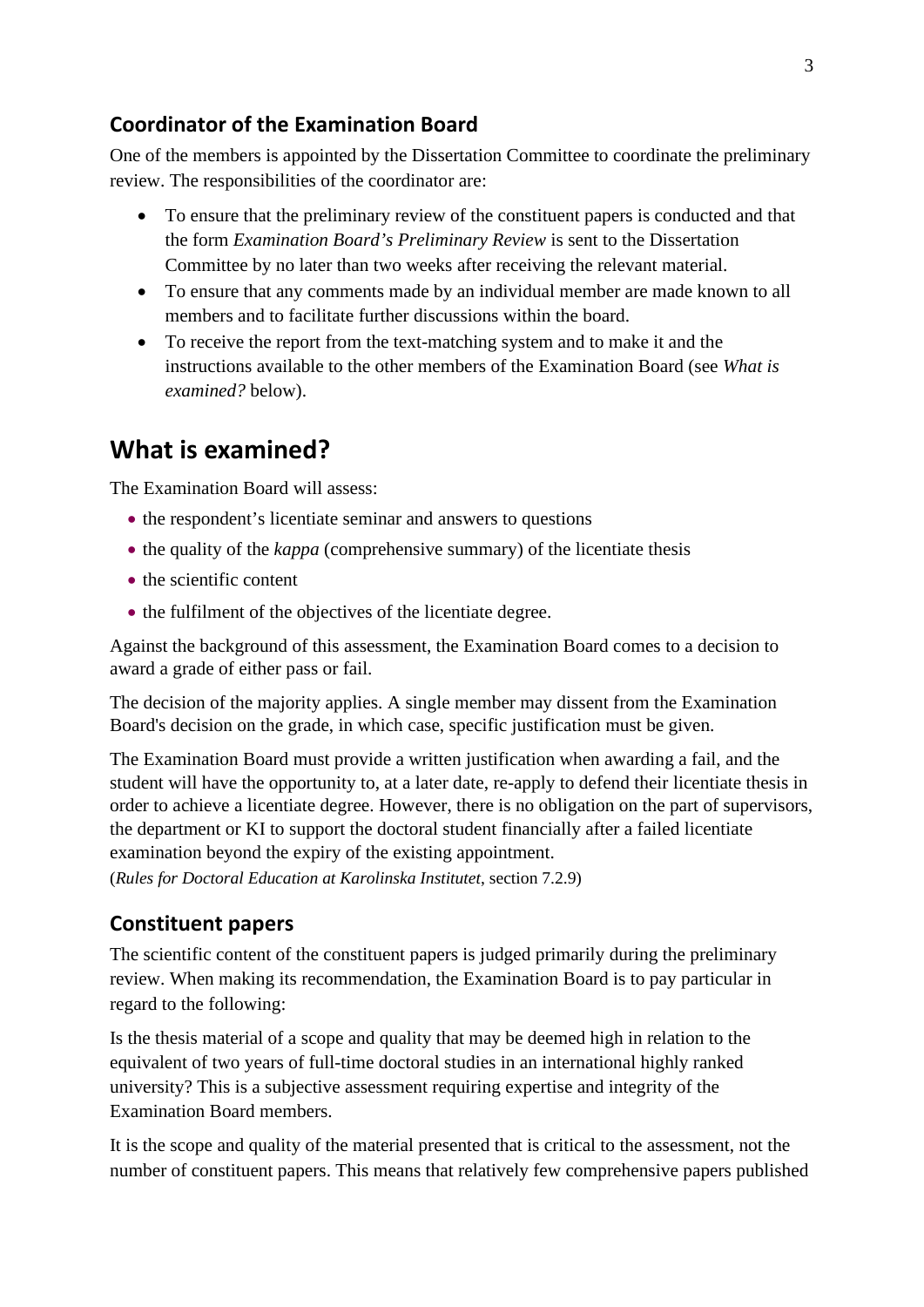### Coordinator of the Examination Board

One of the members is appointed by the Dissertation Committee to coordinate the preliminary review. The responsibilities of the coordinator are:

- To ensure that the preliminary review of the constituent papers is conducted and that the form *Examination Board's Preliminary Review* is sent to the Dissertation Committee by no later than two weeks after receiving the relevant material.
- To ensure that any comments made by an individual member are made known to all members and to facilitate further discussions within the board.
- To receive the report from the text-matching system and to make it and the instructions available to the other members of the Examination Board (see *What is examined?* below).

## What is examined?

The Examination Board will assess:

- the respondent's licentiate seminar and answers to questions
- the quality of the *kappa* (comprehensive summary) of the licentiate thesis
- the scientific content
- the fulfilment of the objectives of the licentiate degree.

Against the background of this assessment, the Examination Board comes to a decision to award a grade of either pass or fail.

The decision of the majority applies. A single member may dissent from the Examination Board's decision on the grade, in which case, specific justification must be given.

The Examination Board must provide a written justification when awarding a fail, and the student will have the opportunity to, at a later date, re-apply to defend their licentiate thesis in order to achieve a licentiate degree. However, there is no obligation on the part of supervisors, the department or KI to support the doctoral student financially after a failed licentiate examination beyond the expiry of the existing appointment.

(*Rules for Doctoral Education at Karolinska Institutet*, section 7.2.9)

### Constituent papers

The scientific content of the constituent papers is judged primarily during the preliminary review. When making its recommendation, the Examination Board is to pay particular in regard to the following:

Is the thesis material of a scope and quality that may be deemed high in relation to the equivalent of two years of full-time doctoral studies in an international highly ranked university? This is a subjective assessment requiring expertise and integrity of the Examination Board members.

It is the scope and quality of the material presented that is critical to the assessment, not the number of constituent papers. This means that relatively few comprehensive papers published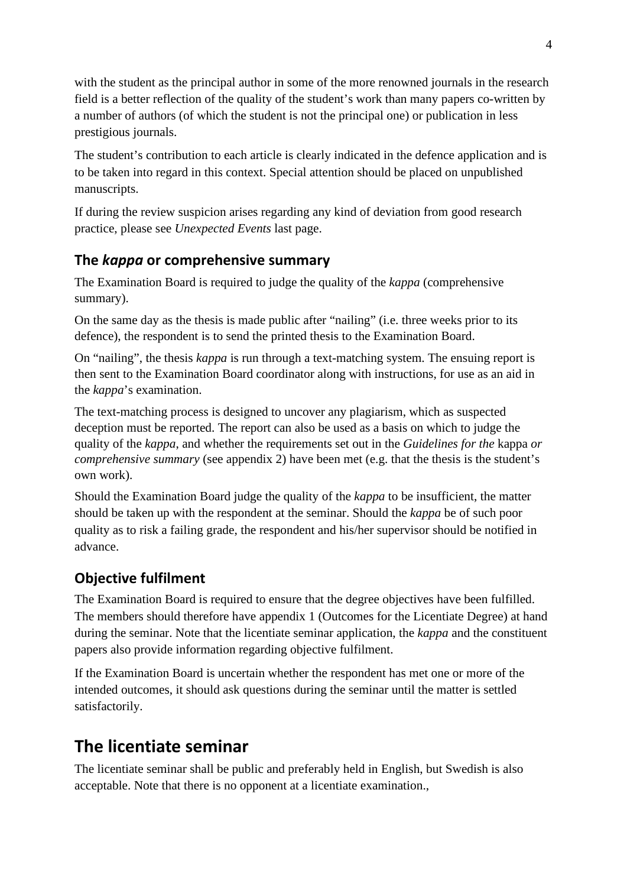with the student as the principal author in some of the more renowned journals in the research field is a better reflection of the quality of the student's work than many papers co-written by a number of authors (of which the student is not the principal one) or publication in less prestigious journals.

The student's contribution to each article is clearly indicated in the defence application and is to be taken into regard in this context. Special attention should be placed on unpublished manuscripts.

If during the review suspicion arises regarding any kind of deviation from good research practice, please see *Unexpected Events* last page.

### The *kappa* or comprehensive summary

The Examination Board is required to judge the quality of the *kappa* (comprehensive summary).

On the same day as the thesis is made public after "nailing" (i.e. three weeks prior to its defence), the respondent is to send the printed thesis to the Examination Board.

On "nailing", the thesis *kappa* is run through a text-matching system. The ensuing report is then sent to the Examination Board coordinator along with instructions, for use as an aid in the *kappa*'s examination.

The text-matching process is designed to uncover any plagiarism, which as suspected deception must be reported. The report can also be used as a basis on which to judge the quality of the *kappa*, and whether the requirements set out in the *Guidelines for the* kappa *or comprehensive summary* (see appendix 2) have been met (e.g. that the thesis is the student's own work).

Should the Examination Board judge the quality of the *kappa* to be insufficient, the matter should be taken up with the respondent at the seminar. Should the *kappa* be of such poor quality as to risk a failing grade, the respondent and his/her supervisor should be notified in advance.

### Objective fulfilment

The Examination Board is required to ensure that the degree objectives have been fulfilled. The members should therefore have appendix 1 (Outcomes for the Licentiate Degree) at hand during the seminar. Note that the licentiate seminar application, the *kappa* and the constituent papers also provide information regarding objective fulfilment.

If the Examination Board is uncertain whether the respondent has met one or more of the intended outcomes, it should ask questions during the seminar until the matter is settled satisfactorily.

## The licentiate seminar

The licentiate seminar shall be public and preferably held in English, but Swedish is also acceptable. Note that there is no opponent at a licentiate examination.,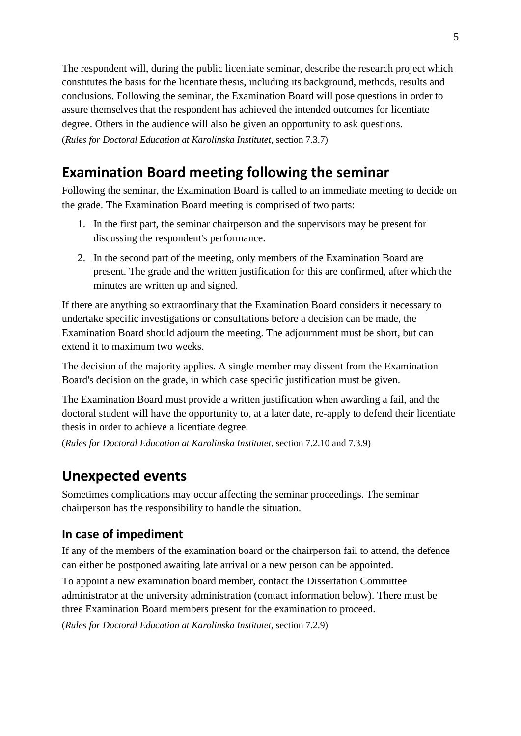The respondent will, during the public licentiate seminar, describe the research project which constitutes the basis for the licentiate thesis, including its background, methods, results and conclusions. Following the seminar, the Examination Board will pose questions in order to assure themselves that the respondent has achieved the intended outcomes for licentiate degree. Others in the audience will also be given an opportunity to ask questions.

(*Rules for Doctoral Education at Karolinska Institutet*, section 7.3.7)

## Examination Board meeting following the seminar

Following the seminar, the Examination Board is called to an immediate meeting to decide on the grade. The Examination Board meeting is comprised of two parts:

1. In the first part, the seminar chairperson and the supervisors may be present for discussing the respondent's performance.
2. In the second part of the meeting, only members of the Examination Board are present. The grade and the written justification for this are confirmed, after which the minutes are written up and signed.

If there are anything so extraordinary that the Examination Board considers it necessary to undertake specific investigations or consultations before a decision can be made, the Examination Board should adjourn the meeting. The adjournment must be short, but can extend it to maximum two weeks.

The decision of the majority applies. A single member may dissent from the Examination Board's decision on the grade, in which case specific justification must be given.

The Examination Board must provide a written justification when awarding a fail, and the doctoral student will have the opportunity to, at a later date, re-apply to defend their licentiate thesis in order to achieve a licentiate degree.

(*Rules for Doctoral Education at Karolinska Institutet*, section 7.2.10 and 7.3.9)

## Unexpected events

Sometimes complications may occur affecting the seminar proceedings. The seminar chairperson has the responsibility to handle the situation.

### In case of impediment

If any of the members of the examination board or the chairperson fail to attend, the defence can either be postponed awaiting late arrival or a new person can be appointed.

To appoint a new examination board member, contact the Dissertation Committee administrator at the university administration (contact information below). There must be three Examination Board members present for the examination to proceed.

(*Rules for Doctoral Education at Karolinska Institutet*, section 7.2.9)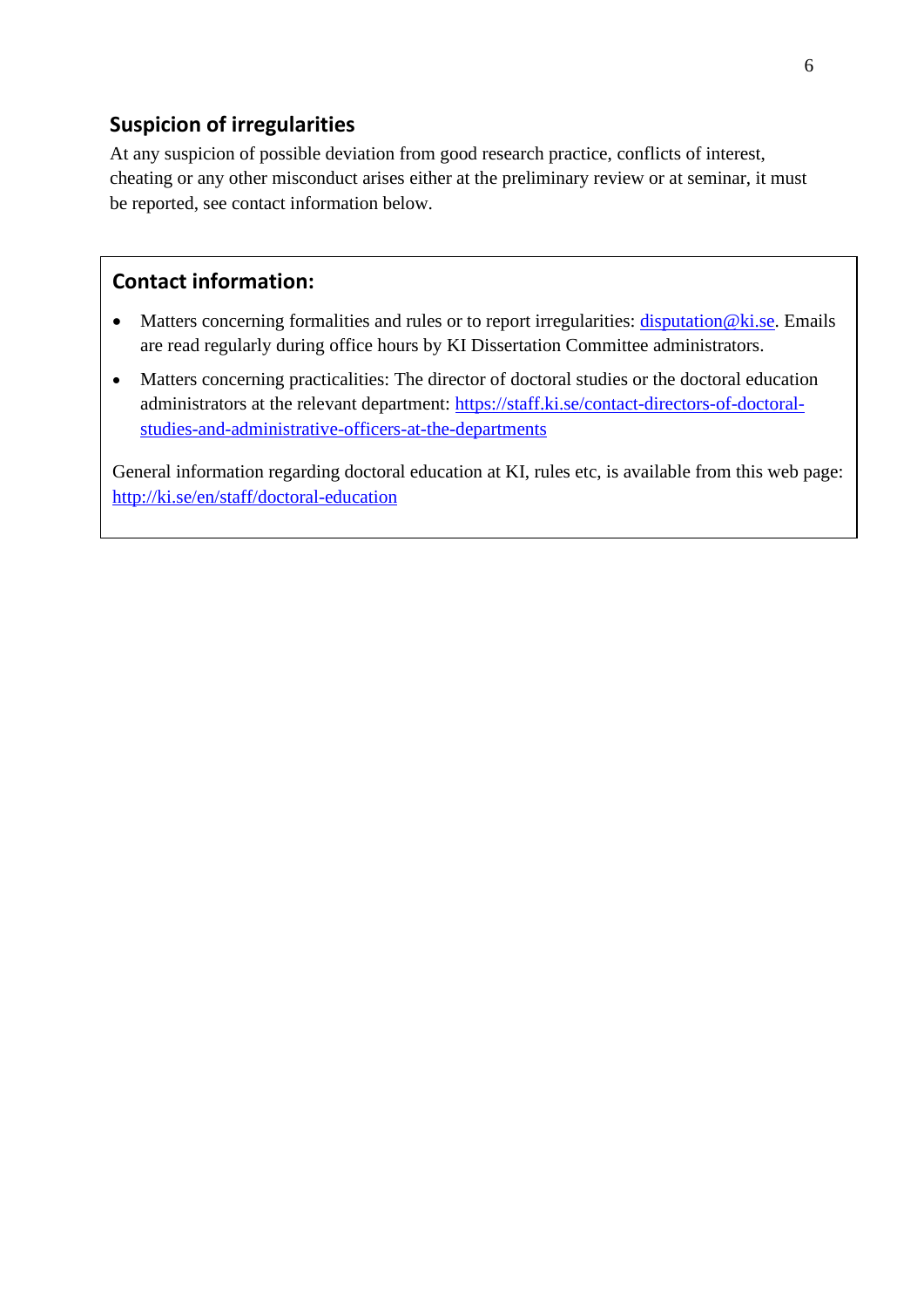## Suspicion of irregularities

At any suspicion of possible deviation from good research practice, conflicts of interest, cheating or any other misconduct arises either at the preliminary review or at seminar, it must be reported, see contact information below.

## Contact information:

- Matters concerning formalities and rules or to report irregularities: [disputation@ki.se](mailto:disputation@ki.se). Emails are read regularly during office hours by KI Dissertation Committee administrators.
- Matters concerning practicalities: The director of doctoral studies or the doctoral education administrators at the relevant department: [https://staff.ki.se/contact-directors-of-doctoral-studies-and-administrative-officers-at-the-departments](https://staff.ki.se/contact-directors-of-doctoral-studies-and-administrative-officers-at-the-departments)

General information regarding doctoral education at KI, rules etc, is available from this web page: [http://ki.se/en/staff/doctoral-education](http://ki.se/en/staff/doctoral-education)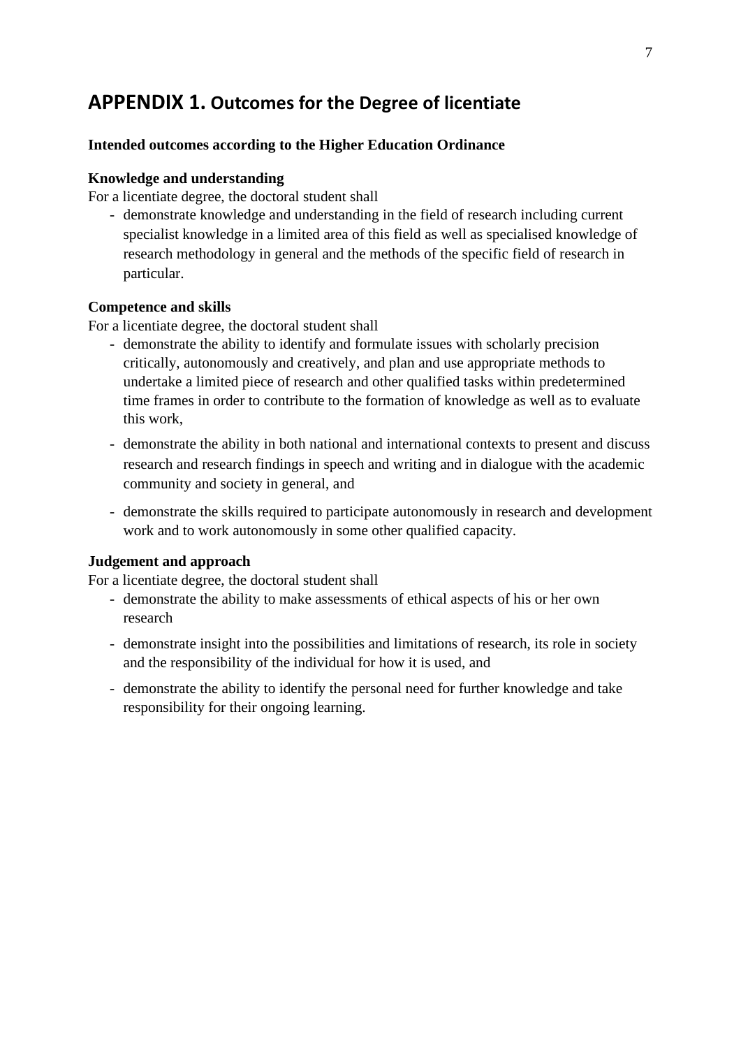# APPENDIX 1. Outcomes for the Degree of licentiate

**Intended outcomes according to the Higher Education Ordinance**

**Knowledge and understanding**

For a licentiate degree, the doctoral student shall

- demonstrate knowledge and understanding in the field of research including current specialist knowledge in a limited area of this field as well as specialised knowledge of research methodology in general and the methods of the specific field of research in particular.

**Competence and skills**

For a licentiate degree, the doctoral student shall

- demonstrate the ability to identify and formulate issues with scholarly precision critically, autonomously and creatively, and plan and use appropriate methods to undertake a limited piece of research and other qualified tasks within predetermined time frames in order to contribute to the formation of knowledge as well as to evaluate this work,
- demonstrate the ability in both national and international contexts to present and discuss research and research findings in speech and writing and in dialogue with the academic community and society in general, and
- demonstrate the skills required to participate autonomously in research and development work and to work autonomously in some other qualified capacity.

**Judgement and approach**

For a licentiate degree, the doctoral student shall

- demonstrate the ability to make assessments of ethical aspects of his or her own research
- demonstrate insight into the possibilities and limitations of research, its role in society and the responsibility of the individual for how it is used, and
- demonstrate the ability to identify the personal need for further knowledge and take responsibility for their ongoing learning.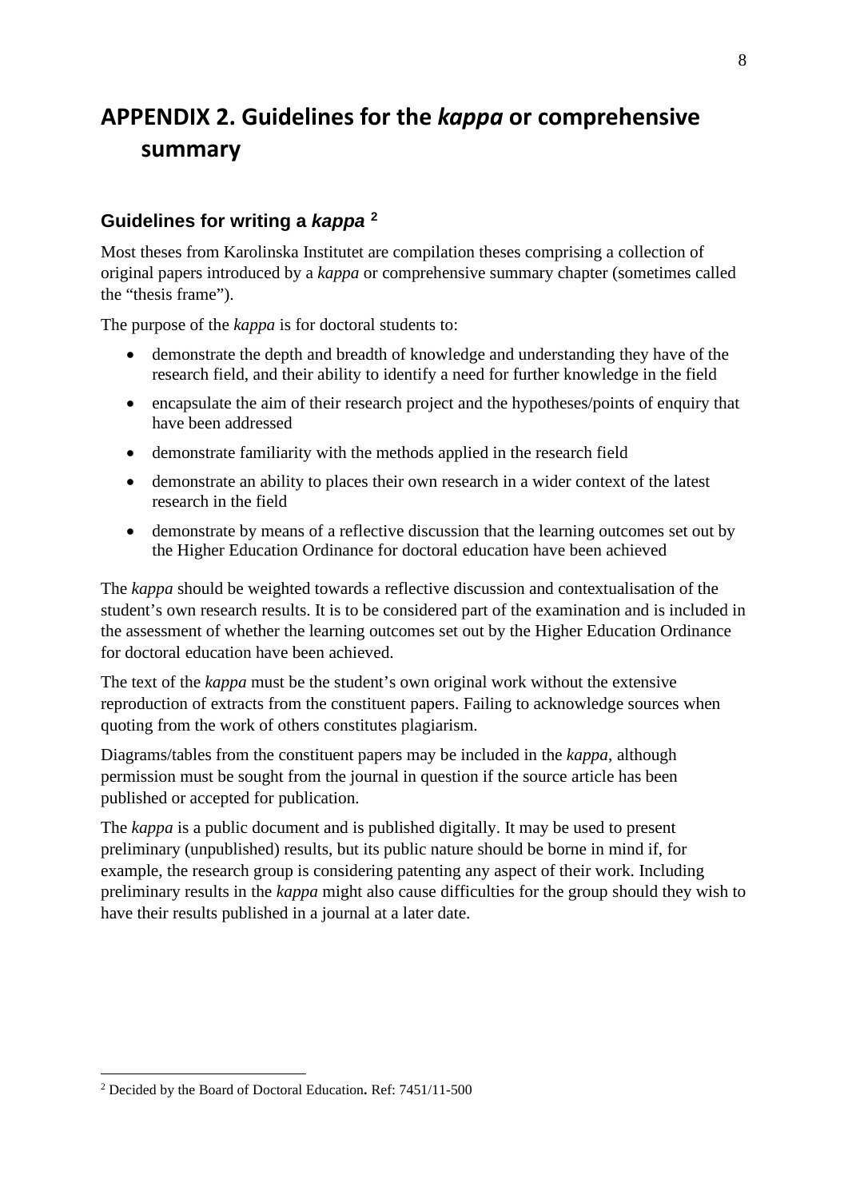# APPENDIX 2. Guidelines for the *kappa* or comprehensive summary

## Guidelines for writing a *kappa* [2]

Most theses from Karolinska Institutet are compilation theses comprising a collection of original papers introduced by a *kappa* or comprehensive summary chapter (sometimes called the "thesis frame").

The purpose of the *kappa* is for doctoral students to:

- demonstrate the depth and breadth of knowledge and understanding they have of the research field, and their ability to identify a need for further knowledge in the field
- encapsulate the aim of their research project and the hypotheses/points of enquiry that have been addressed
- demonstrate familiarity with the methods applied in the research field
- demonstrate an ability to places their own research in a wider context of the latest research in the field
- demonstrate by means of a reflective discussion that the learning outcomes set out by the Higher Education Ordinance for doctoral education have been achieved

The *kappa* should be weighted towards a reflective discussion and contextualisation of the student's own research results. It is to be considered part of the examination and is included in the assessment of whether the learning outcomes set out by the Higher Education Ordinance for doctoral education have been achieved.

The text of the *kappa* must be the student's own original work without the extensive reproduction of extracts from the constituent papers. Failing to acknowledge sources when quoting from the work of others constitutes plagiarism.

Diagrams/tables from the constituent papers may be included in the *kappa*, although permission must be sought from the journal in question if the source article has been published or accepted for publication.

The *kappa* is a public document and is published digitally. It may be used to present preliminary (unpublished) results, but its public nature should be borne in mind if, for example, the research group is considering patenting any aspect of their work. Including preliminary results in the *kappa* might also cause difficulties for the group should they wish to have their results published in a journal at a later date.

---

[2] Decided by the Board of Doctoral Education**.** Ref: 7451/11-500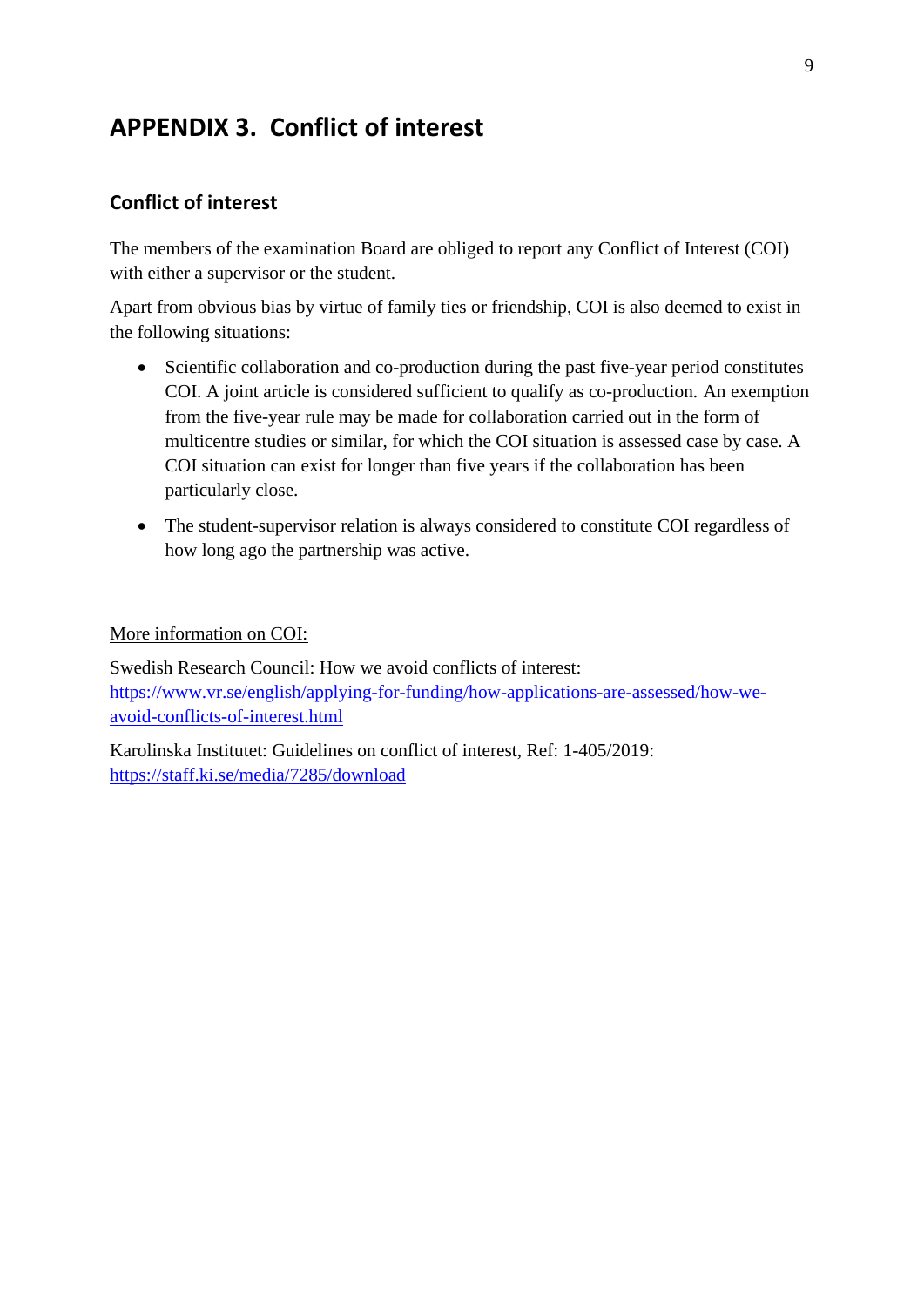# APPENDIX 3. Conflict of interest

## Conflict of interest

The members of the examination Board are obliged to report any Conflict of Interest (COI) with either a supervisor or the student.

Apart from obvious bias by virtue of family ties or friendship, COI is also deemed to exist in the following situations:

- Scientific collaboration and co-production during the past five-year period constitutes COI. A joint article is considered sufficient to qualify as co-production. An exemption from the five-year rule may be made for collaboration carried out in the form of multicentre studies or similar, for which the COI situation is assessed case by case. A COI situation can exist for longer than five years if the collaboration has been particularly close.
- The student-supervisor relation is always considered to constitute COI regardless of how long ago the partnership was active.

More information on COI:

Swedish Research Council: How we avoid conflicts of interest:
https://www.vr.se/english/applying-for-funding/how-applications-are-assessed/how-we-avoid-conflicts-of-interest.html

Karolinska Institutet: Guidelines on conflict of interest, Ref: 1-405/2019:
https://staff.ki.se/media/7285/download